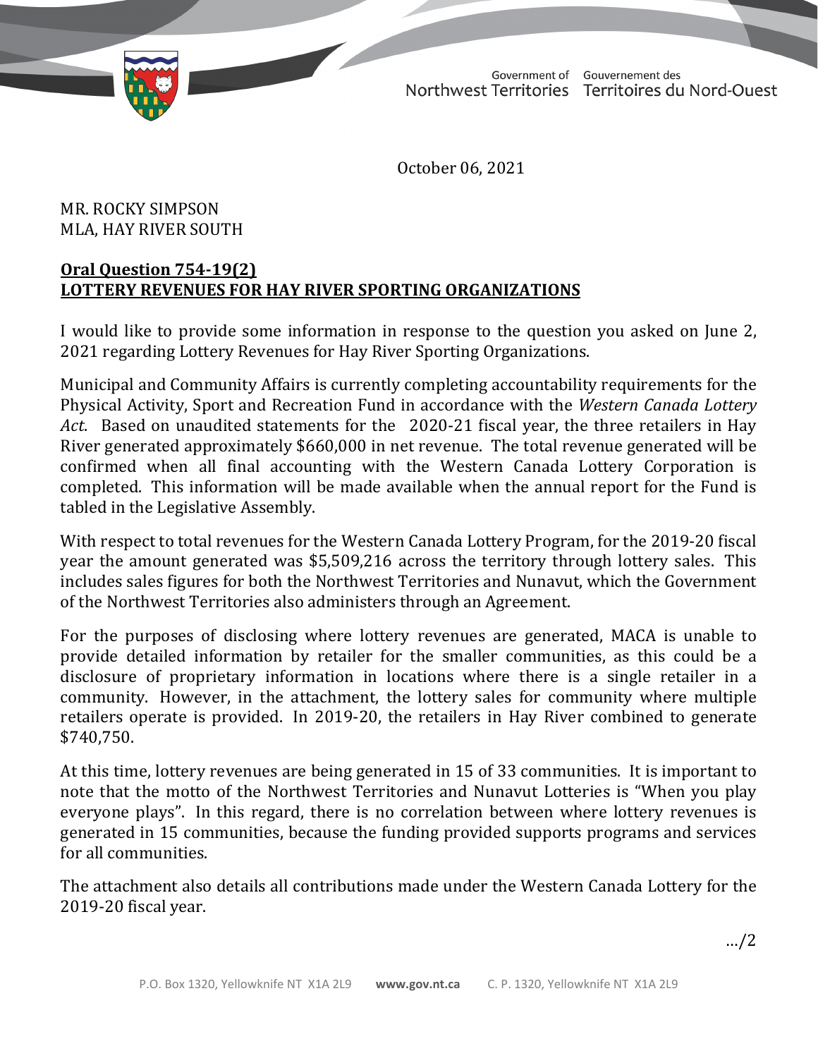Government of Northwest Territories | Gouvernement des Territoires du Nord-Ouest

October 06, 2021

MR. ROCKY SIMPSON
MLA, HAY RIVER SOUTH

**Oral Question 754-19(2)**
**LOTTERY REVENUES FOR HAY RIVER SPORTING ORGANIZATIONS**

I would like to provide some information in response to the question you asked on June 2, 2021 regarding Lottery Revenues for Hay River Sporting Organizations.

Municipal and Community Affairs is currently completing accountability requirements for the Physical Activity, Sport and Recreation Fund in accordance with the *Western Canada Lottery Act*. Based on unaudited statements for the 2020-21 fiscal year, the three retailers in Hay River generated approximately $660,000 in net revenue. The total revenue generated will be confirmed when all final accounting with the Western Canada Lottery Corporation is completed. This information will be made available when the annual report for the Fund is tabled in the Legislative Assembly.

With respect to total revenues for the Western Canada Lottery Program, for the 2019-20 fiscal year the amount generated was $5,509,216 across the territory through lottery sales. This includes sales figures for both the Northwest Territories and Nunavut, which the Government of the Northwest Territories also administers through an Agreement.

For the purposes of disclosing where lottery revenues are generated, MACA is unable to provide detailed information by retailer for the smaller communities, as this could be a disclosure of proprietary information in locations where there is a single retailer in a community. However, in the attachment, the lottery sales for community where multiple retailers operate is provided. In 2019-20, the retailers in Hay River combined to generate $740,750.

At this time, lottery revenues are being generated in 15 of 33 communities. It is important to note that the motto of the Northwest Territories and Nunavut Lotteries is "When you play everyone plays". In this regard, there is no correlation between where lottery revenues is generated in 15 communities, because the funding provided supports programs and services for all communities.

The attachment also details all contributions made under the Western Canada Lottery for the 2019-20 fiscal year.

…/2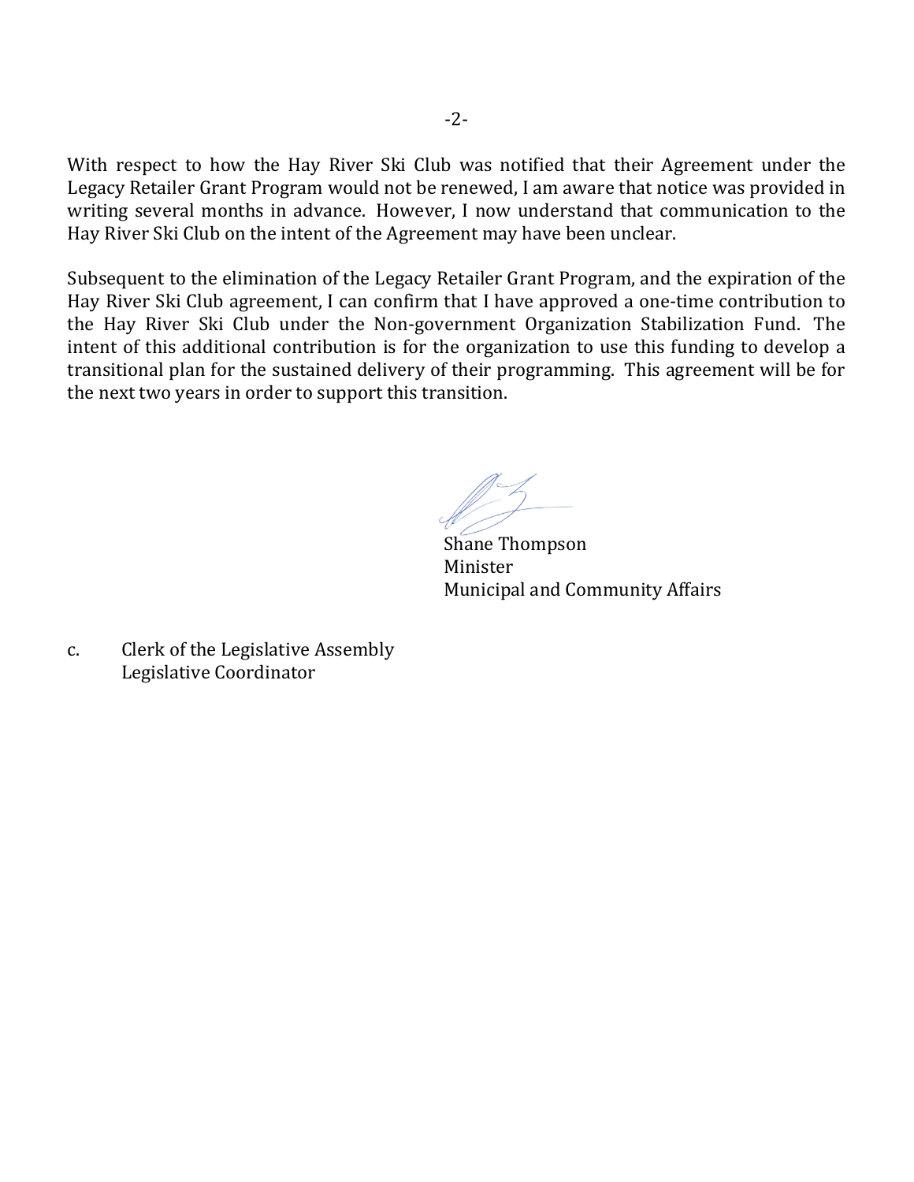With respect to how the Hay River Ski Club was notified that their Agreement under the Legacy Retailer Grant Program would not be renewed, I am aware that notice was provided in writing several months in advance. However, I now understand that communication to the Hay River Ski Club on the intent of the Agreement may have been unclear.

Subsequent to the elimination of the Legacy Retailer Grant Program, and the expiration of the Hay River Ski Club agreement, I can confirm that I have approved a one-time contribution to the Hay River Ski Club under the Non-government Organization Stabilization Fund. The intent of this additional contribution is for the organization to use this funding to develop a transitional plan for the sustained delivery of their programming. This agreement will be for the next two years in order to support this transition.

Shane Thompson
Minister
Municipal and Community Affairs

c. Clerk of the Legislative Assembly
Legislative Coordinator